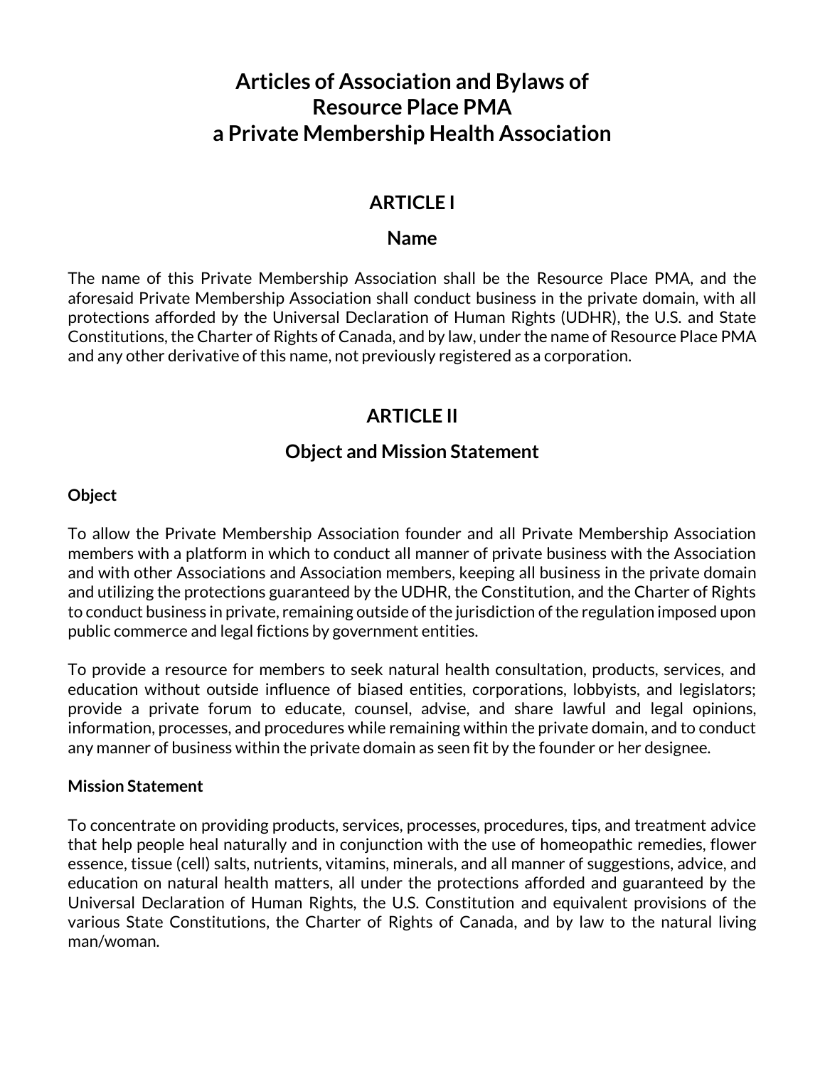# Articles of Association and Bylaws of Resource Place PMA a Private Membership Health Association

## ARTICLE I

### Name

The name of this Private Membership Association shall be the Resource Place PMA, and the aforesaid Private Membership Association shall conduct business in the private domain, with all protections afforded by the Universal Declaration of Human Rights (UDHR), the U.S. and State Constitutions, the Charter of Rights of Canada, and by law, under the name of Resource Place PMA and any other derivative of this name, not previously registered as a corporation.

## ARTICLE II

### Object and Mission Statement

**Object**

To allow the Private Membership Association founder and all Private Membership Association members with a platform in which to conduct all manner of private business with the Association and with other Associations and Association members, keeping all business in the private domain and utilizing the protections guaranteed by the UDHR, the Constitution, and the Charter of Rights to conduct business in private, remaining outside of the jurisdiction of the regulation imposed upon public commerce and legal fictions by government entities.

To provide a resource for members to seek natural health consultation, products, services, and education without outside influence of biased entities, corporations, lobbyists, and legislators; provide a private forum to educate, counsel, advise, and share lawful and legal opinions, information, processes, and procedures while remaining within the private domain, and to conduct any manner of business within the private domain as seen fit by the founder or her designee.

**Mission Statement**

To concentrate on providing products, services, processes, procedures, tips, and treatment advice that help people heal naturally and in conjunction with the use of homeopathic remedies, flower essence, tissue (cell) salts, nutrients, vitamins, minerals, and all manner of suggestions, advice, and education on natural health matters, all under the protections afforded and guaranteed by the Universal Declaration of Human Rights, the U.S. Constitution and equivalent provisions of the various State Constitutions, the Charter of Rights of Canada, and by law to the natural living man/woman.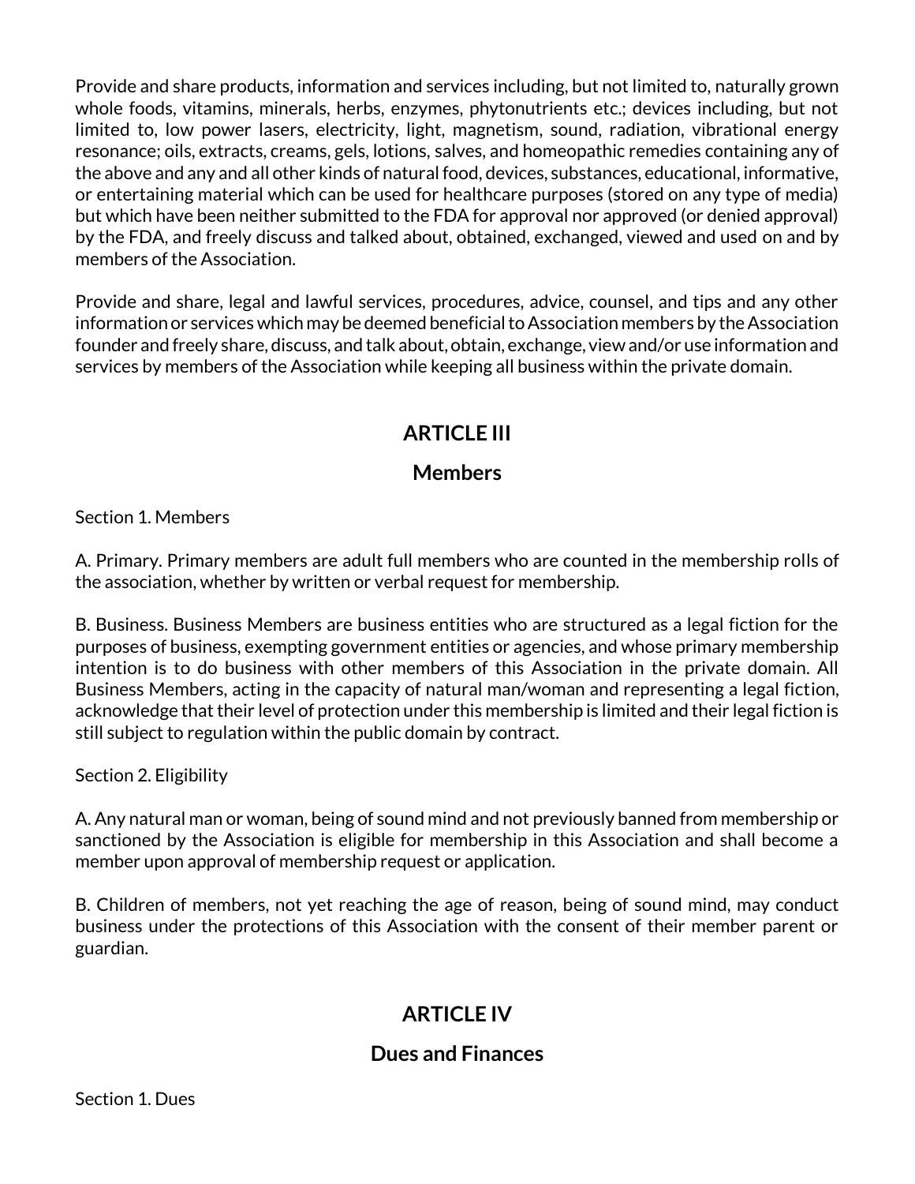Provide and share products, information and services including, but not limited to, naturally grown whole foods, vitamins, minerals, herbs, enzymes, phytonutrients etc.; devices including, but not limited to, low power lasers, electricity, light, magnetism, sound, radiation, vibrational energy resonance; oils, extracts, creams, gels, lotions, salves, and homeopathic remedies containing any of the above and any and all other kinds of natural food, devices, substances, educational, informative, or entertaining material which can be used for healthcare purposes (stored on any type of media) but which have been neither submitted to the FDA for approval nor approved (or denied approval) by the FDA, and freely discuss and talked about, obtained, exchanged, viewed and used on and by members of the Association.

Provide and share, legal and lawful services, procedures, advice, counsel, and tips and any other information or services which may be deemed beneficial to Association members by the Association founder and freely share, discuss, and talk about, obtain, exchange, view and/or use information and services by members of the Association while keeping all business within the private domain.

## ARTICLE III

## Members

Section 1. Members

A. Primary. Primary members are adult full members who are counted in the membership rolls of the association, whether by written or verbal request for membership.

B. Business. Business Members are business entities who are structured as a legal fiction for the purposes of business, exempting government entities or agencies, and whose primary membership intention is to do business with other members of this Association in the private domain. All Business Members, acting in the capacity of natural man/woman and representing a legal fiction, acknowledge that their level of protection under this membership is limited and their legal fiction is still subject to regulation within the public domain by contract.

Section 2. Eligibility

A. Any natural man or woman, being of sound mind and not previously banned from membership or sanctioned by the Association is eligible for membership in this Association and shall become a member upon approval of membership request or application.

B. Children of members, not yet reaching the age of reason, being of sound mind, may conduct business under the protections of this Association with the consent of their member parent or guardian.

## ARTICLE IV

## Dues and Finances

Section 1. Dues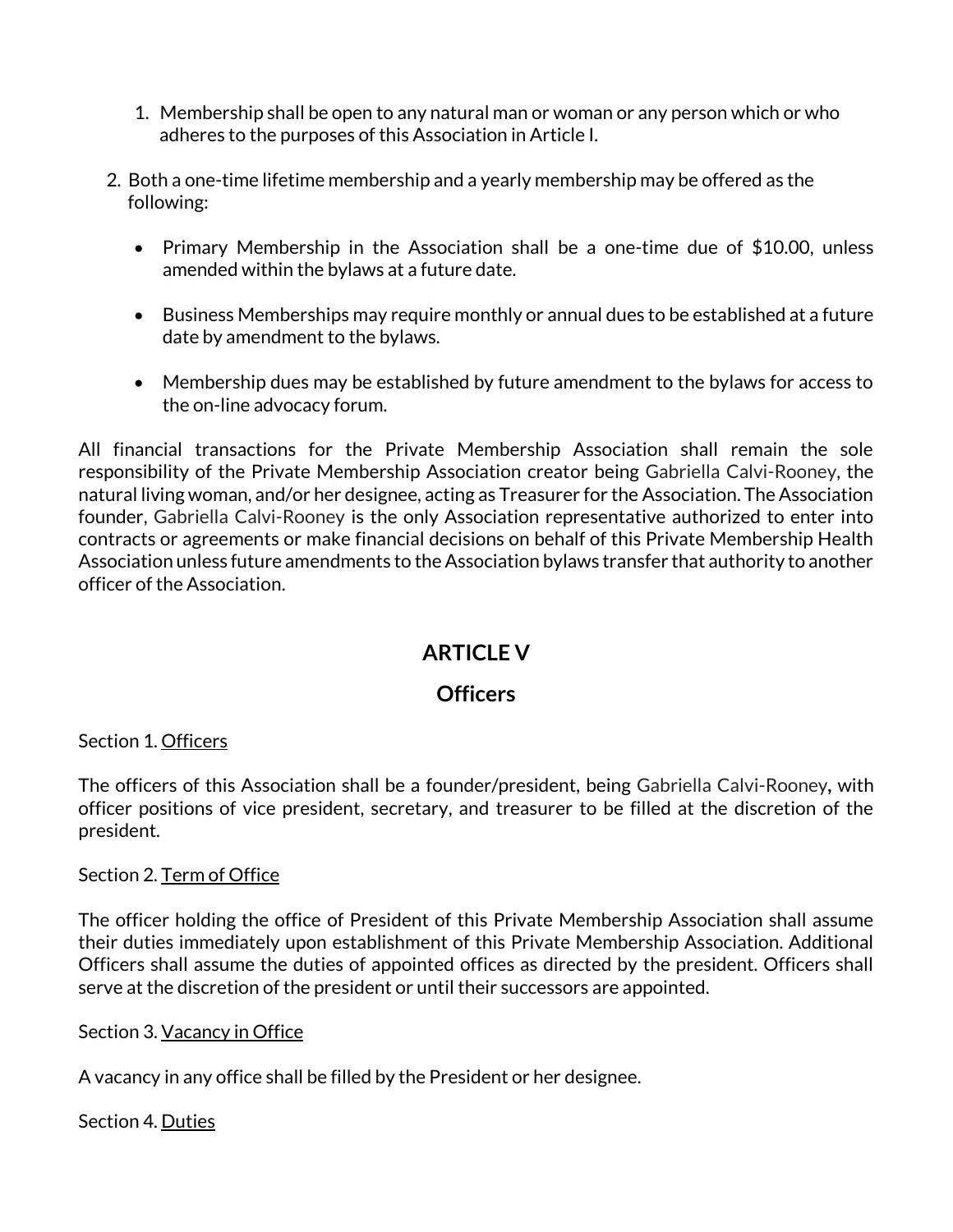1. Membership shall be open to any natural man or woman or any person which or who adheres to the purposes of this Association in Article I.

2. Both a one-time lifetime membership and a yearly membership may be offered as the following:

    - Primary Membership in the Association shall be a one-time due of $10.00, unless amended within the bylaws at a future date.

    - Business Memberships may require monthly or annual dues to be established at a future date by amendment to the bylaws.

    - Membership dues may be established by future amendment to the bylaws for access to the on-line advocacy forum.

All financial transactions for the Private Membership Association shall remain the sole responsibility of the Private Membership Association creator being Gabriella Calvi-Rooney, the natural living woman, and/or her designee, acting as Treasurer for the Association. The Association founder, Gabriella Calvi-Rooney is the only Association representative authorized to enter into contracts or agreements or make financial decisions on behalf of this Private Membership Health Association unless future amendments to the Association bylaws transfer that authority to another officer of the Association.

## ARTICLE V

## Officers

Section 1. Officers

The officers of this Association shall be a founder/president, being Gabriella Calvi-Rooney**,** with officer positions of vice president, secretary, and treasurer to be filled at the discretion of the president.

Section 2. Term of Office

The officer holding the office of President of this Private Membership Association shall assume their duties immediately upon establishment of this Private Membership Association. Additional Officers shall assume the duties of appointed offices as directed by the president. Officers shall serve at the discretion of the president or until their successors are appointed.

Section 3. Vacancy in Office

A vacancy in any office shall be filled by the President or her designee.

Section 4. Duties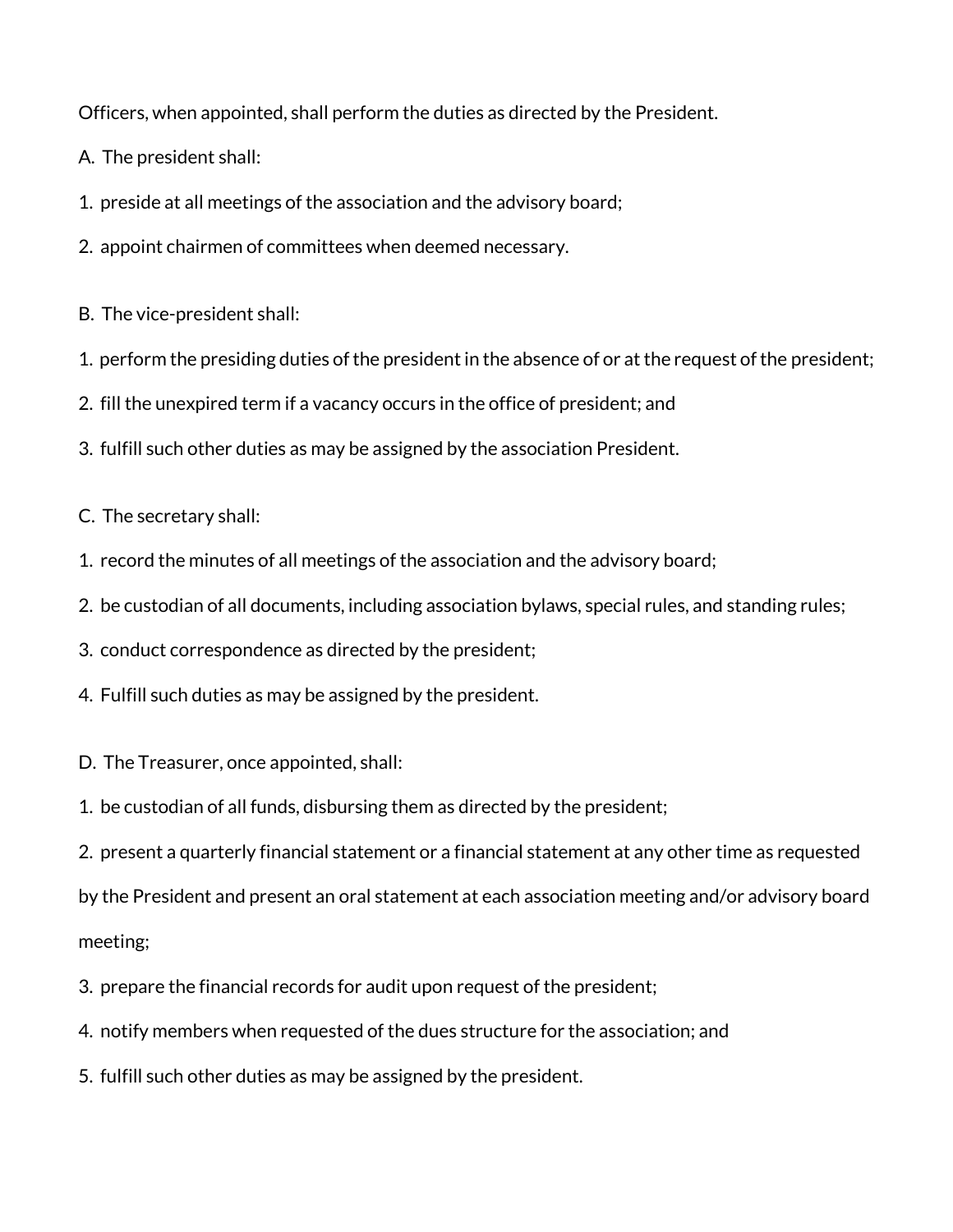Officers, when appointed, shall perform the duties as directed by the President.

A. The president shall:

1. preside at all meetings of the association and the advisory board;
2. appoint chairmen of committees when deemed necessary.

B. The vice-president shall:

1. perform the presiding duties of the president in the absence of or at the request of the president;
2. fill the unexpired term if a vacancy occurs in the office of president; and
3. fulfill such other duties as may be assigned by the association President.

C. The secretary shall:

1. record the minutes of all meetings of the association and the advisory board;
2. be custodian of all documents, including association bylaws, special rules, and standing rules;
3. conduct correspondence as directed by the president;
4. Fulfill such duties as may be assigned by the president.

D. The Treasurer, once appointed, shall:

1. be custodian of all funds, disbursing them as directed by the president;
2. present a quarterly financial statement or a financial statement at any other time as requested by the President and present an oral statement at each association meeting and/or advisory board meeting;
3. prepare the financial records for audit upon request of the president;
4. notify members when requested of the dues structure for the association; and
5. fulfill such other duties as may be assigned by the president.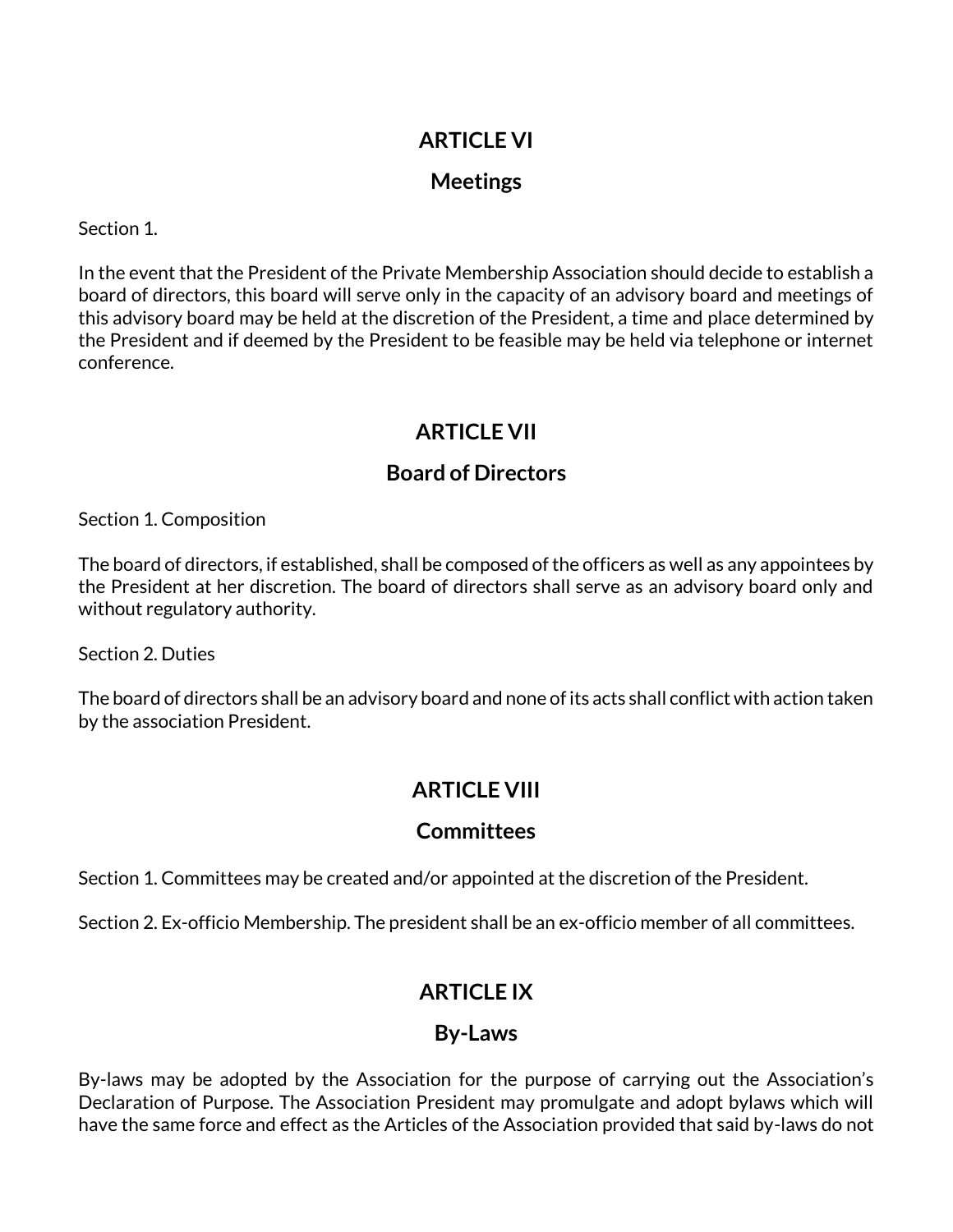## ARTICLE VI

### Meetings

Section 1.

In the event that the President of the Private Membership Association should decide to establish a board of directors, this board will serve only in the capacity of an advisory board and meetings of this advisory board may be held at the discretion of the President, a time and place determined by the President and if deemed by the President to be feasible may be held via telephone or internet conference.

## ARTICLE VII

### Board of Directors

Section 1. Composition

The board of directors, if established, shall be composed of the officers as well as any appointees by the President at her discretion. The board of directors shall serve as an advisory board only and without regulatory authority.

Section 2. Duties

The board of directors shall be an advisory board and none of its acts shall conflict with action taken by the association President.

## ARTICLE VIII

### Committees

Section 1. Committees may be created and/or appointed at the discretion of the President.

Section 2. Ex-officio Membership. The president shall be an ex-officio member of all committees.

## ARTICLE IX

### By-Laws

By-laws may be adopted by the Association for the purpose of carrying out the Association's Declaration of Purpose. The Association President may promulgate and adopt bylaws which will have the same force and effect as the Articles of the Association provided that said by-laws do not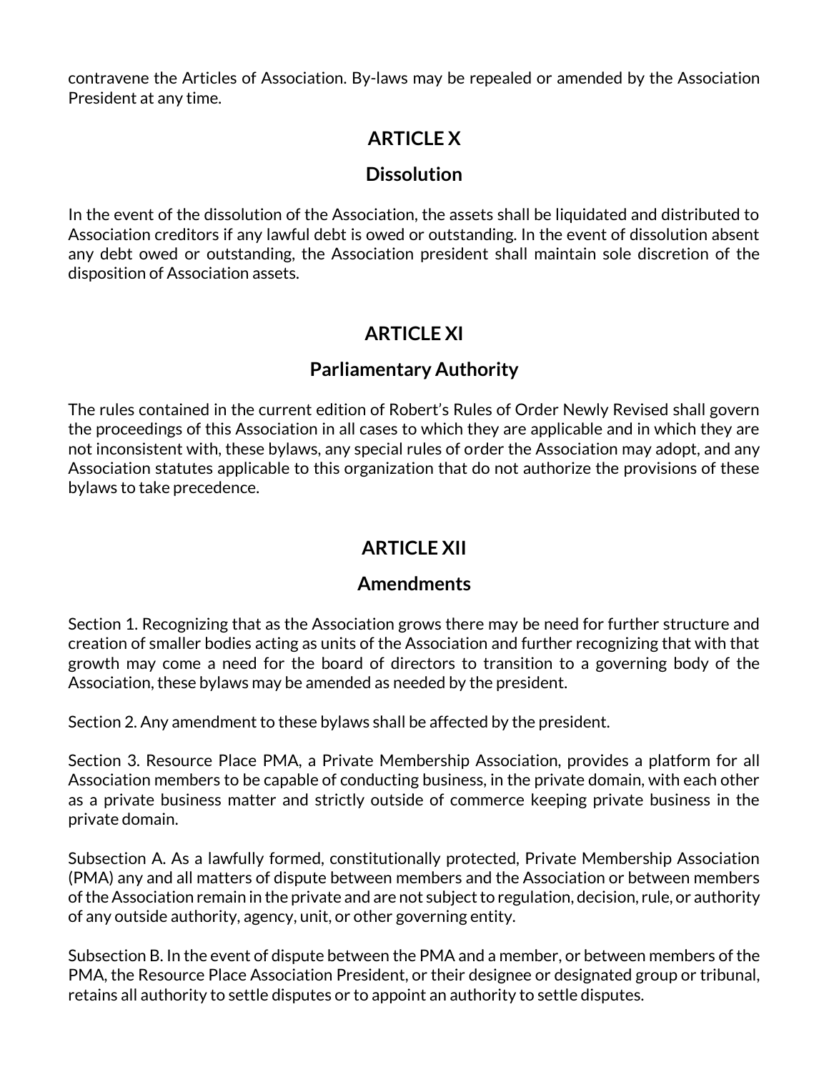contravene the Articles of Association. By-laws may be repealed or amended by the Association President at any time.

## ARTICLE X

## Dissolution

In the event of the dissolution of the Association, the assets shall be liquidated and distributed to Association creditors if any lawful debt is owed or outstanding. In the event of dissolution absent any debt owed or outstanding, the Association president shall maintain sole discretion of the disposition of Association assets.

## ARTICLE XI

## Parliamentary Authority

The rules contained in the current edition of Robert's Rules of Order Newly Revised shall govern the proceedings of this Association in all cases to which they are applicable and in which they are not inconsistent with, these bylaws, any special rules of order the Association may adopt, and any Association statutes applicable to this organization that do not authorize the provisions of these bylaws to take precedence.

## ARTICLE XII

## Amendments

Section 1. Recognizing that as the Association grows there may be need for further structure and creation of smaller bodies acting as units of the Association and further recognizing that with that growth may come a need for the board of directors to transition to a governing body of the Association, these bylaws may be amended as needed by the president.

Section 2. Any amendment to these bylaws shall be affected by the president.

Section 3. Resource Place PMA, a Private Membership Association, provides a platform for all Association members to be capable of conducting business, in the private domain, with each other as a private business matter and strictly outside of commerce keeping private business in the private domain.

Subsection A. As a lawfully formed, constitutionally protected, Private Membership Association (PMA) any and all matters of dispute between members and the Association or between members of the Association remain in the private and are not subject to regulation, decision, rule, or authority of any outside authority, agency, unit, or other governing entity.

Subsection B. In the event of dispute between the PMA and a member, or between members of the PMA, the Resource Place Association President, or their designee or designated group or tribunal, retains all authority to settle disputes or to appoint an authority to settle disputes.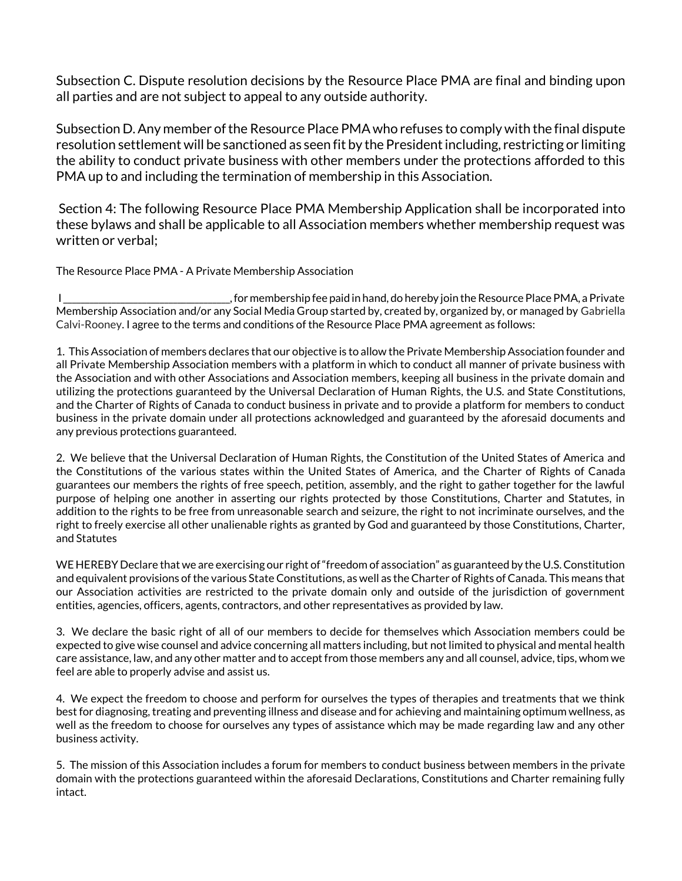Subsection C. Dispute resolution decisions by the Resource Place PMA are final and binding upon all parties and are not subject to appeal to any outside authority.

Subsection D. Any member of the Resource Place PMA who refuses to comply with the final dispute resolution settlement will be sanctioned as seen fit by the President including, restricting or limiting the ability to conduct private business with other members under the protections afforded to this PMA up to and including the termination of membership in this Association.

Section 4: The following Resource Place PMA Membership Application shall be incorporated into these bylaws and shall be applicable to all Association members whether membership request was written or verbal;

The Resource Place PMA - A Private Membership Association

I _______________________________, for membership fee paid in hand, do hereby join the Resource Place PMA, a Private Membership Association and/or any Social Media Group started by, created by, organized by, or managed by Gabriella Calvi-Rooney. I agree to the terms and conditions of the Resource Place PMA agreement as follows:

1. This Association of members declares that our objective is to allow the Private Membership Association founder and all Private Membership Association members with a platform in which to conduct all manner of private business with the Association and with other Associations and Association members, keeping all business in the private domain and utilizing the protections guaranteed by the Universal Declaration of Human Rights, the U.S. and State Constitutions, and the Charter of Rights of Canada to conduct business in private and to provide a platform for members to conduct business in the private domain under all protections acknowledged and guaranteed by the aforesaid documents and any previous protections guaranteed.

2. We believe that the Universal Declaration of Human Rights, the Constitution of the United States of America and the Constitutions of the various states within the United States of America, and the Charter of Rights of Canada guarantees our members the rights of free speech, petition, assembly, and the right to gather together for the lawful purpose of helping one another in asserting our rights protected by those Constitutions, Charter and Statutes, in addition to the rights to be free from unreasonable search and seizure, the right to not incriminate ourselves, and the right to freely exercise all other unalienable rights as granted by God and guaranteed by those Constitutions, Charter, and Statutes

WE HEREBY Declare that we are exercising our right of "freedom of association" as guaranteed by the U.S. Constitution and equivalent provisions of the various State Constitutions, as well as the Charter of Rights of Canada. This means that our Association activities are restricted to the private domain only and outside of the jurisdiction of government entities, agencies, officers, agents, contractors, and other representatives as provided by law.

3. We declare the basic right of all of our members to decide for themselves which Association members could be expected to give wise counsel and advice concerning all matters including, but not limited to physical and mental health care assistance, law, and any other matter and to accept from those members any and all counsel, advice, tips, whom we feel are able to properly advise and assist us.

4. We expect the freedom to choose and perform for ourselves the types of therapies and treatments that we think best for diagnosing, treating and preventing illness and disease and for achieving and maintaining optimum wellness, as well as the freedom to choose for ourselves any types of assistance which may be made regarding law and any other business activity.

5. The mission of this Association includes a forum for members to conduct business between members in the private domain with the protections guaranteed within the aforesaid Declarations, Constitutions and Charter remaining fully intact.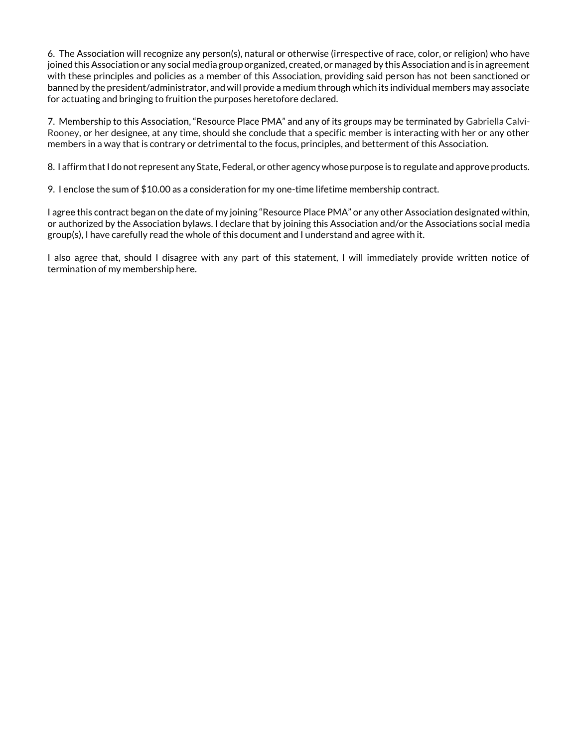6. The Association will recognize any person(s), natural or otherwise (irrespective of race, color, or religion) who have joined this Association or any social media group organized, created, or managed by this Association and is in agreement with these principles and policies as a member of this Association, providing said person has not been sanctioned or banned by the president/administrator, and will provide a medium through which its individual members may associate for actuating and bringing to fruition the purposes heretofore declared.

7. Membership to this Association, "Resource Place PMA" and any of its groups may be terminated by Gabriella Calvi-Rooney, or her designee, at any time, should she conclude that a specific member is interacting with her or any other members in a way that is contrary or detrimental to the focus, principles, and betterment of this Association.

8. I affirm that I do not represent any State, Federal, or other agency whose purpose is to regulate and approve products.

9. I enclose the sum of $10.00 as a consideration for my one-time lifetime membership contract.

I agree this contract began on the date of my joining "Resource Place PMA" or any other Association designated within, or authorized by the Association bylaws. I declare that by joining this Association and/or the Associations social media group(s), I have carefully read the whole of this document and I understand and agree with it.

I also agree that, should I disagree with any part of this statement, I will immediately provide written notice of termination of my membership here.